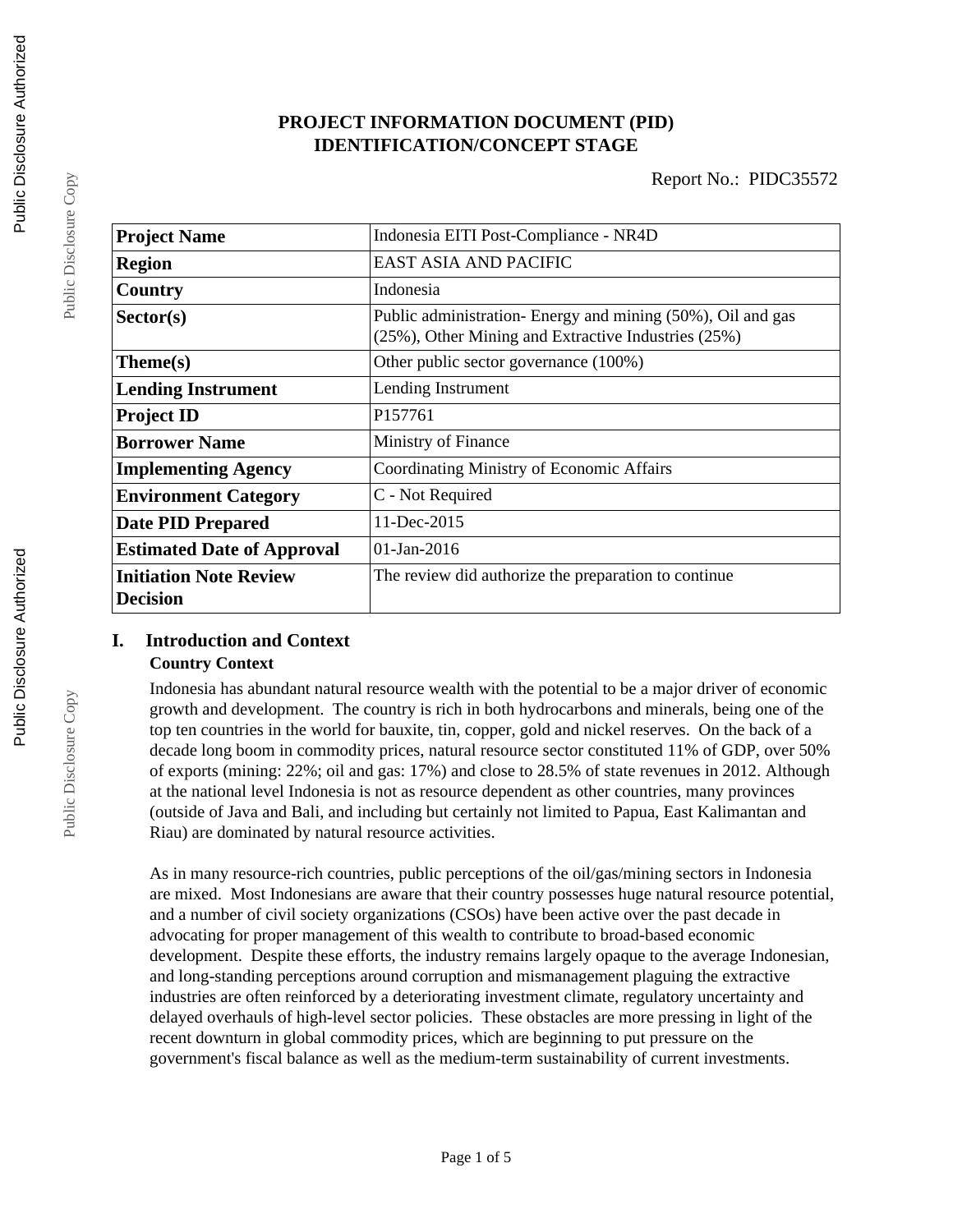# PROJECT INFORMATION DOCUMENT (PID)
# IDENTIFICATION/CONCEPT STAGE

Report No.: PIDC35572

| | |
|---|---|
| **Project Name** | Indonesia EITI Post-Compliance - NR4D |
| **Region** | EAST ASIA AND PACIFIC |
| **Country** | Indonesia |
| **Sector(s)** | Public administration- Energy and mining (50%), Oil and gas (25%), Other Mining and Extractive Industries (25%) |
| **Theme(s)** | Other public sector governance (100%) |
| **Lending Instrument** | Lending Instrument |
| **Project ID** | P157761 |
| **Borrower Name** | Ministry of Finance |
| **Implementing Agency** | Coordinating Ministry of Economic Affairs |
| **Environment Category** | C - Not Required |
| **Date PID Prepared** | 11-Dec-2015 |
| **Estimated Date of Approval** | 01-Jan-2016 |
| **Initiation Note Review Decision** | The review did authorize the preparation to continue |

## I. Introduction and Context

### Country Context

Indonesia has abundant natural resource wealth with the potential to be a major driver of economic growth and development. The country is rich in both hydrocarbons and minerals, being one of the top ten countries in the world for bauxite, tin, copper, gold and nickel reserves. On the back of a decade long boom in commodity prices, natural resource sector constituted 11% of GDP, over 50% of exports (mining: 22%; oil and gas: 17%) and close to 28.5% of state revenues in 2012. Although at the national level Indonesia is not as resource dependent as other countries, many provinces (outside of Java and Bali, and including but certainly not limited to Papua, East Kalimantan and Riau) are dominated by natural resource activities.

As in many resource-rich countries, public perceptions of the oil/gas/mining sectors in Indonesia are mixed. Most Indonesians are aware that their country possesses huge natural resource potential, and a number of civil society organizations (CSOs) have been active over the past decade in advocating for proper management of this wealth to contribute to broad-based economic development. Despite these efforts, the industry remains largely opaque to the average Indonesian, and long-standing perceptions around corruption and mismanagement plaguing the extractive industries are often reinforced by a deteriorating investment climate, regulatory uncertainty and delayed overhauls of high-level sector policies. These obstacles are more pressing in light of the recent downturn in global commodity prices, which are beginning to put pressure on the government's fiscal balance as well as the medium-term sustainability of current investments.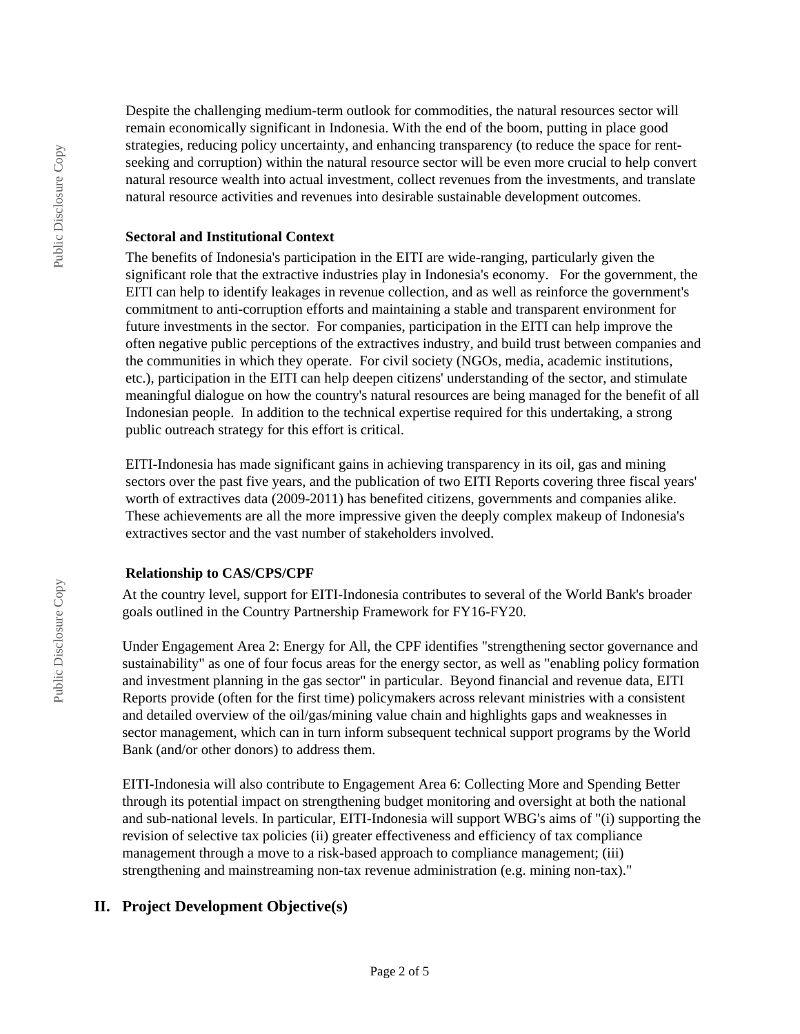Despite the challenging medium-term outlook for commodities, the natural resources sector will remain economically significant in Indonesia. With the end of the boom, putting in place good strategies, reducing policy uncertainty, and enhancing transparency (to reduce the space for rent-seeking and corruption) within the natural resource sector will be even more crucial to help convert natural resource wealth into actual investment, collect revenues from the investments, and translate natural resource activities and revenues into desirable sustainable development outcomes.

**Sectoral and Institutional Context**

The benefits of Indonesia's participation in the EITI are wide-ranging, particularly given the significant role that the extractive industries play in Indonesia's economy. For the government, the EITI can help to identify leakages in revenue collection, and as well as reinforce the government's commitment to anti-corruption efforts and maintaining a stable and transparent environment for future investments in the sector. For companies, participation in the EITI can help improve the often negative public perceptions of the extractives industry, and build trust between companies and the communities in which they operate. For civil society (NGOs, media, academic institutions, etc.), participation in the EITI can help deepen citizens' understanding of the sector, and stimulate meaningful dialogue on how the country's natural resources are being managed for the benefit of all Indonesian people. In addition to the technical expertise required for this undertaking, a strong public outreach strategy for this effort is critical.

EITI-Indonesia has made significant gains in achieving transparency in its oil, gas and mining sectors over the past five years, and the publication of two EITI Reports covering three fiscal years' worth of extractives data (2009-2011) has benefited citizens, governments and companies alike. These achievements are all the more impressive given the deeply complex makeup of Indonesia's extractives sector and the vast number of stakeholders involved.

**Relationship to CAS/CPS/CPF**

At the country level, support for EITI-Indonesia contributes to several of the World Bank's broader goals outlined in the Country Partnership Framework for FY16-FY20.

Under Engagement Area 2: Energy for All, the CPF identifies "strengthening sector governance and sustainability" as one of four focus areas for the energy sector, as well as "enabling policy formation and investment planning in the gas sector" in particular. Beyond financial and revenue data, EITI Reports provide (often for the first time) policymakers across relevant ministries with a consistent and detailed overview of the oil/gas/mining value chain and highlights gaps and weaknesses in sector management, which can in turn inform subsequent technical support programs by the World Bank (and/or other donors) to address them.

EITI-Indonesia will also contribute to Engagement Area 6: Collecting More and Spending Better through its potential impact on strengthening budget monitoring and oversight at both the national and sub-national levels. In particular, EITI-Indonesia will support WBG's aims of "(i) supporting the revision of selective tax policies (ii) greater effectiveness and efficiency of tax compliance management through a move to a risk-based approach to compliance management; (iii) strengthening and mainstreaming non-tax revenue administration (e.g. mining non-tax)."

## II. Project Development Objective(s)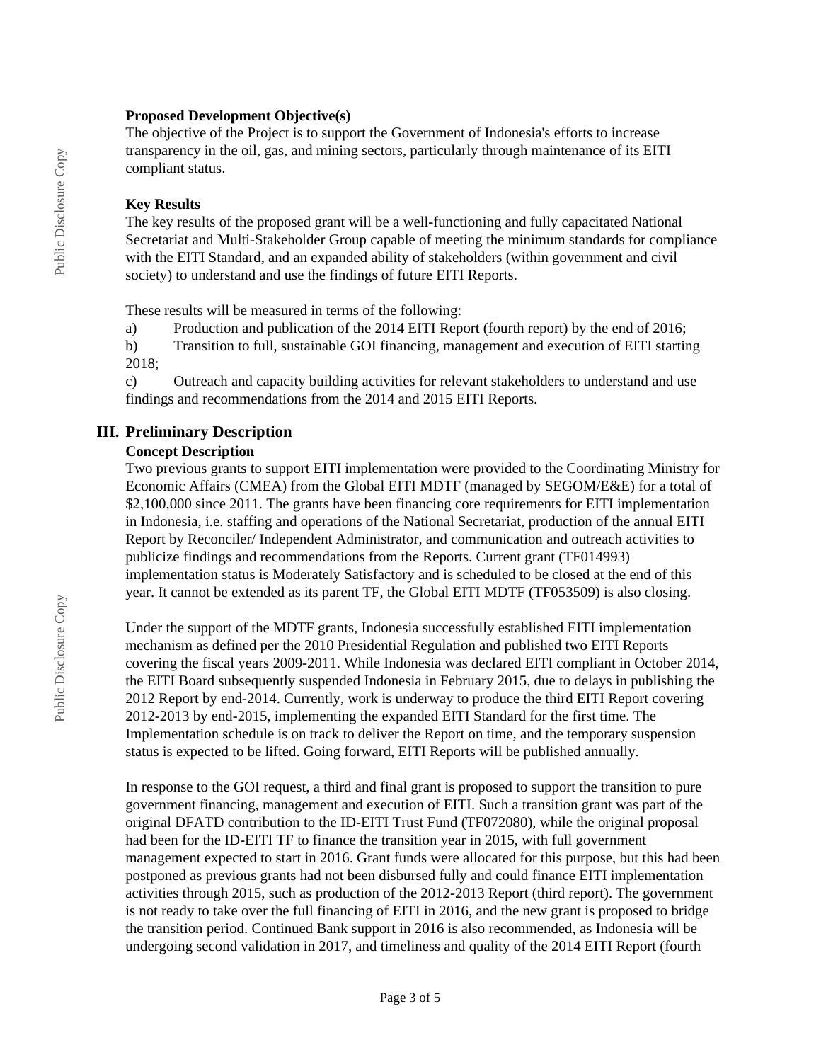**Proposed Development Objective(s)**

The objective of the Project is to support the Government of Indonesia's efforts to increase transparency in the oil, gas, and mining sectors, particularly through maintenance of its EITI compliant status.

**Key Results**

The key results of the proposed grant will be a well-functioning and fully capacitated National Secretariat and Multi-Stakeholder Group capable of meeting the minimum standards for compliance with the EITI Standard, and an expanded ability of stakeholders (within government and civil society) to understand and use the findings of future EITI Reports.

These results will be measured in terms of the following:

a) Production and publication of the 2014 EITI Report (fourth report) by the end of 2016;

b) Transition to full, sustainable GOI financing, management and execution of EITI starting 2018;

c) Outreach and capacity building activities for relevant stakeholders to understand and use findings and recommendations from the 2014 and 2015 EITI Reports.

## III. Preliminary Description

### Concept Description

Two previous grants to support EITI implementation were provided to the Coordinating Ministry for Economic Affairs (CMEA) from the Global EITI MDTF (managed by SEGOM/E&E) for a total of $2,100,000 since 2011. The grants have been financing core requirements for EITI implementation in Indonesia, i.e. staffing and operations of the National Secretariat, production of the annual EITI Report by Reconciler/ Independent Administrator, and communication and outreach activities to publicize findings and recommendations from the Reports. Current grant (TF014993) implementation status is Moderately Satisfactory and is scheduled to be closed at the end of this year. It cannot be extended as its parent TF, the Global EITI MDTF (TF053509) is also closing.

Under the support of the MDTF grants, Indonesia successfully established EITI implementation mechanism as defined per the 2010 Presidential Regulation and published two EITI Reports covering the fiscal years 2009-2011. While Indonesia was declared EITI compliant in October 2014, the EITI Board subsequently suspended Indonesia in February 2015, due to delays in publishing the 2012 Report by end-2014. Currently, work is underway to produce the third EITI Report covering 2012-2013 by end-2015, implementing the expanded EITI Standard for the first time. The Implementation schedule is on track to deliver the Report on time, and the temporary suspension status is expected to be lifted. Going forward, EITI Reports will be published annually.

In response to the GOI request, a third and final grant is proposed to support the transition to pure government financing, management and execution of EITI. Such a transition grant was part of the original DFATD contribution to the ID-EITI Trust Fund (TF072080), while the original proposal had been for the ID-EITI TF to finance the transition year in 2015, with full government management expected to start in 2016. Grant funds were allocated for this purpose, but this had been postponed as previous grants had not been disbursed fully and could finance EITI implementation activities through 2015, such as production of the 2012-2013 Report (third report). The government is not ready to take over the full financing of EITI in 2016, and the new grant is proposed to bridge the transition period. Continued Bank support in 2016 is also recommended, as Indonesia will be undergoing second validation in 2017, and timeliness and quality of the 2014 EITI Report (fourth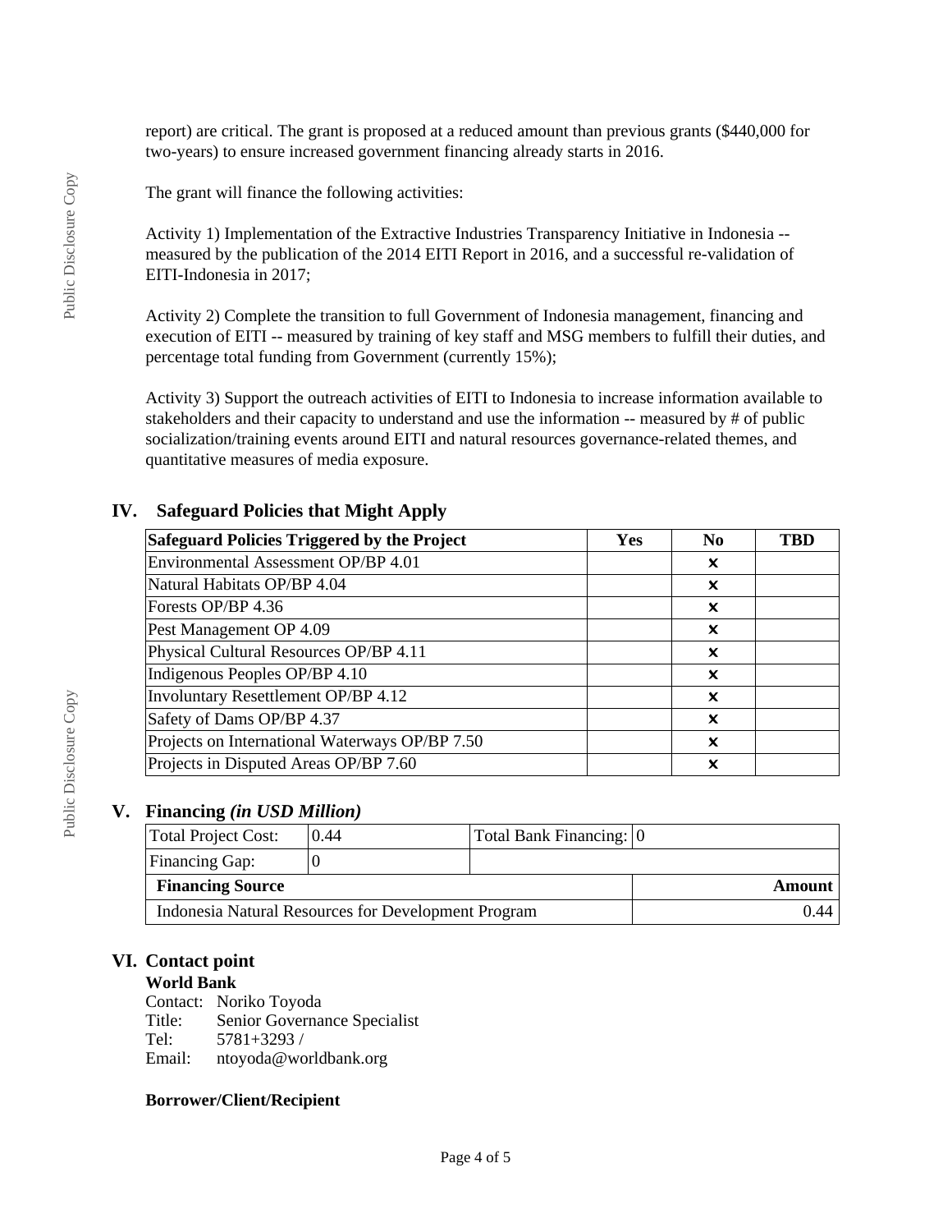report) are critical. The grant is proposed at a reduced amount than previous grants ($440,000 for two-years) to ensure increased government financing already starts in 2016.

The grant will finance the following activities:

Activity 1) Implementation of the Extractive Industries Transparency Initiative in Indonesia -- measured by the publication of the 2014 EITI Report in 2016, and a successful re-validation of EITI-Indonesia in 2017;

Activity 2) Complete the transition to full Government of Indonesia management, financing and execution of EITI -- measured by training of key staff and MSG members to fulfill their duties, and percentage total funding from Government (currently 15%);

Activity 3) Support the outreach activities of EITI to Indonesia to increase information available to stakeholders and their capacity to understand and use the information -- measured by # of public socialization/training events around EITI and natural resources governance-related themes, and quantitative measures of media exposure.

## IV. Safeguard Policies that Might Apply

| Safeguard Policies Triggered by the Project | Yes | No | TBD |
|---|---|---|---|
| Environmental Assessment OP/BP 4.01 | | ✕ | |
| Natural Habitats OP/BP 4.04 | | ✕ | |
| Forests OP/BP 4.36 | | ✕ | |
| Pest Management OP 4.09 | | ✕ | |
| Physical Cultural Resources OP/BP 4.11 | | ✕ | |
| Indigenous Peoples OP/BP 4.10 | | ✕ | |
| Involuntary Resettlement OP/BP 4.12 | | ✕ | |
| Safety of Dams OP/BP 4.37 | | ✕ | |
| Projects on International Waterways OP/BP 7.50 | | ✕ | |
| Projects in Disputed Areas OP/BP 7.60 | | ✕ | |

## V. Financing *(in USD Million)*

| Total Project Cost: | 0.44 | Total Bank Financing: | 0 |
|---|---|---|---|
| Financing Gap: | 0 | | |

| Financing Source | Amount |
|---|---|
| Indonesia Natural Resources for Development Program | 0.44 |

## VI. Contact point

**World Bank**

Contact: Noriko Toyoda
Title: Senior Governance Specialist
Tel: 5781+3293 /
Email: ntoyoda@worldbank.org

**Borrower/Client/Recipient**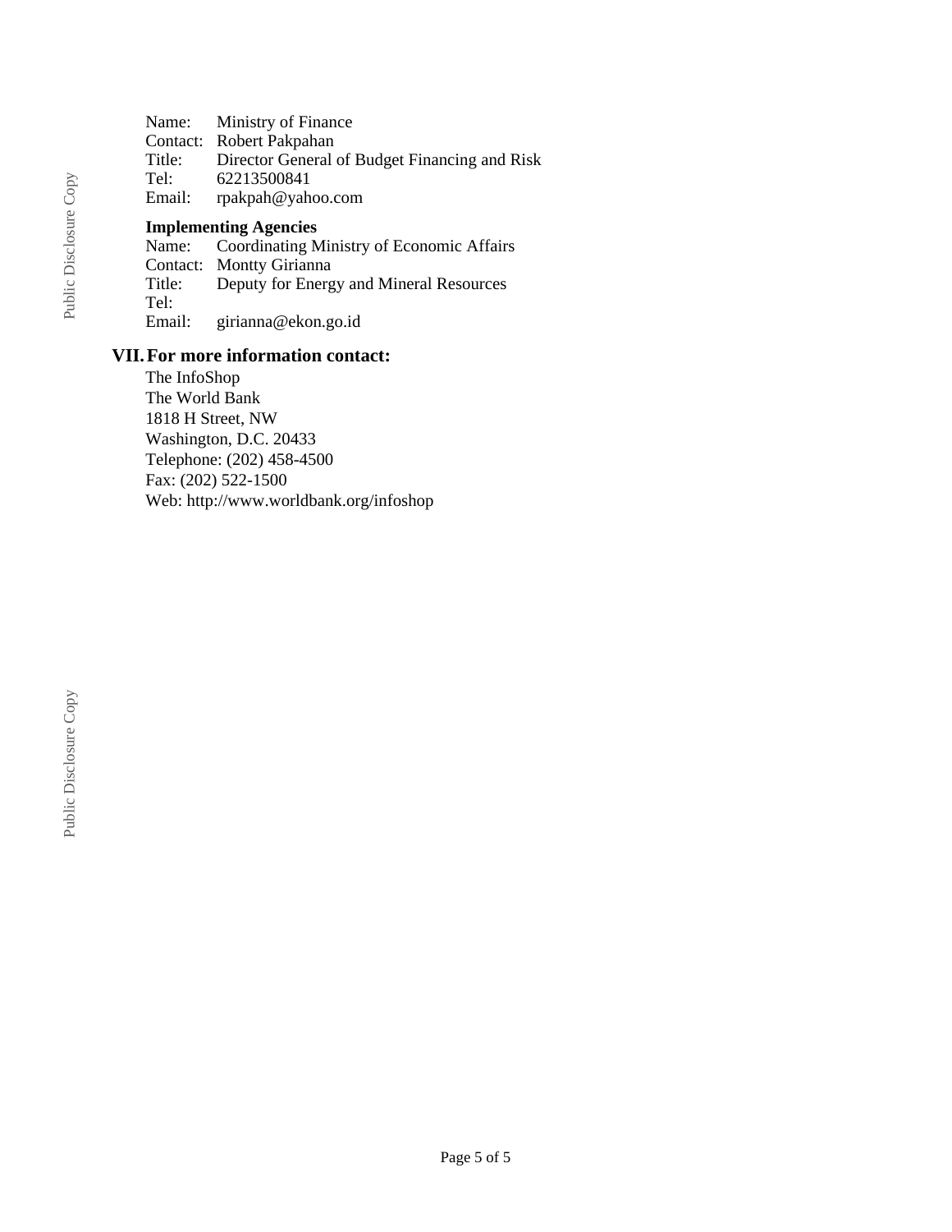Name: Ministry of Finance
Contact: Robert Pakpahan
Title: Director General of Budget Financing and Risk
Tel: 62213500841
Email: rpakpah@yahoo.com

**Implementing Agencies**

Name: Coordinating Ministry of Economic Affairs
Contact: Montty Girianna
Title: Deputy for Energy and Mineral Resources
Tel:
Email: girianna@ekon.go.id

## VII. For more information contact:

The InfoShop
The World Bank
1818 H Street, NW
Washington, D.C. 20433
Telephone: (202) 458-4500
Fax: (202) 522-1500
Web: http://www.worldbank.org/infoshop